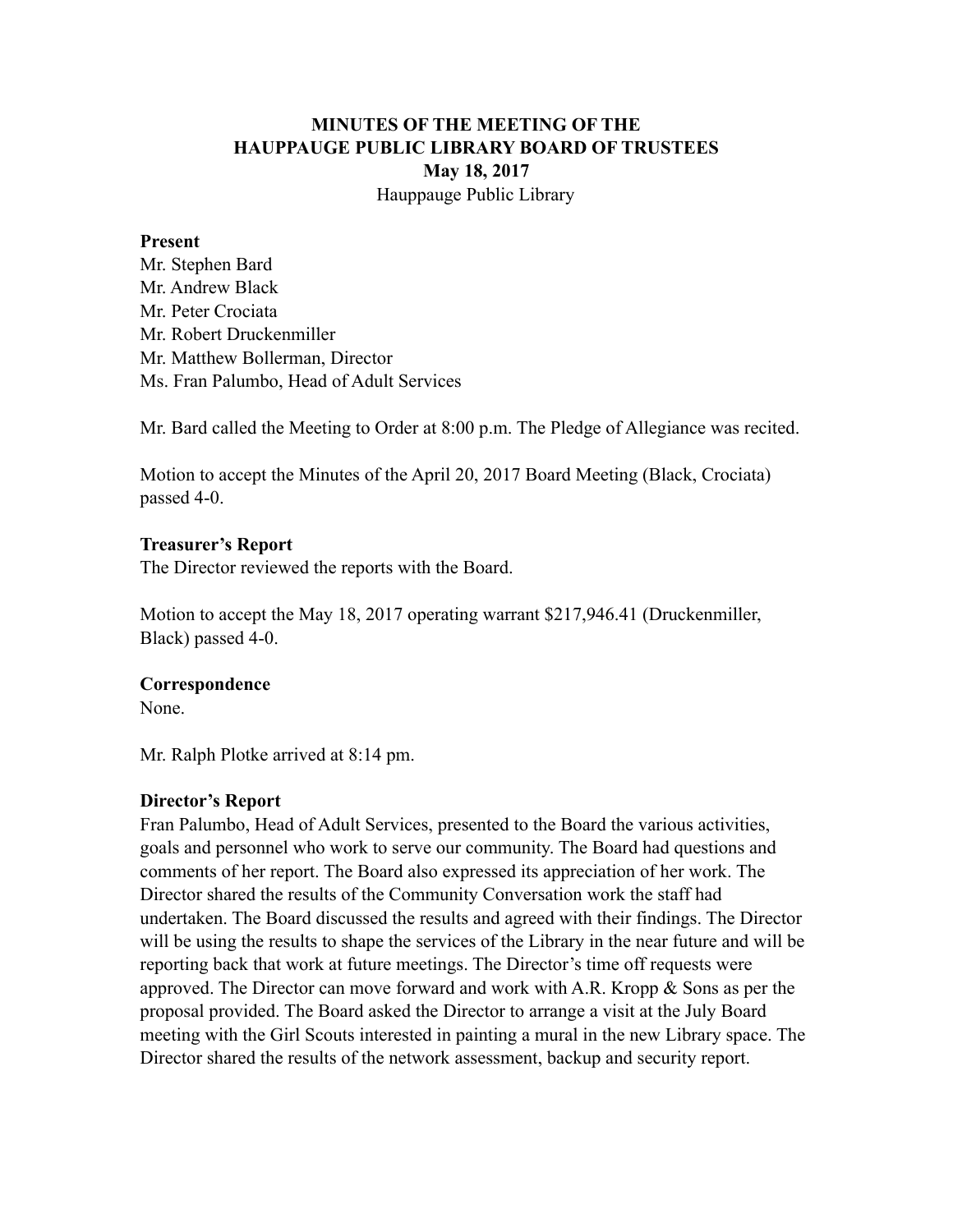# MINUTES OF THE MEETING OF THE HAUPPAUGE PUBLIC LIBRARY BOARD OF TRUSTEES

**May 18, 2017**

Hauppauge Public Library

**Present**

Mr. Stephen Bard
Mr. Andrew Black
Mr. Peter Crociata
Mr. Robert Druckenmiller
Mr. Matthew Bollerman, Director
Ms. Fran Palumbo, Head of Adult Services

Mr. Bard called the Meeting to Order at 8:00 p.m. The Pledge of Allegiance was recited.

Motion to accept the Minutes of the April 20, 2017 Board Meeting (Black, Crociata) passed 4-0.

**Treasurer's Report**

The Director reviewed the reports with the Board.

Motion to accept the May 18, 2017 operating warrant $217,946.41 (Druckenmiller, Black) passed 4-0.

**Correspondence**

None.

Mr. Ralph Plotke arrived at 8:14 pm.

**Director's Report**

Fran Palumbo, Head of Adult Services, presented to the Board the various activities, goals and personnel who work to serve our community. The Board had questions and comments of her report. The Board also expressed its appreciation of her work. The Director shared the results of the Community Conversation work the staff had undertaken. The Board discussed the results and agreed with their findings. The Director will be using the results to shape the services of the Library in the near future and will be reporting back that work at future meetings. The Director's time off requests were approved. The Director can move forward and work with A.R. Kropp & Sons as per the proposal provided. The Board asked the Director to arrange a visit at the July Board meeting with the Girl Scouts interested in painting a mural in the new Library space. The Director shared the results of the network assessment, backup and security report.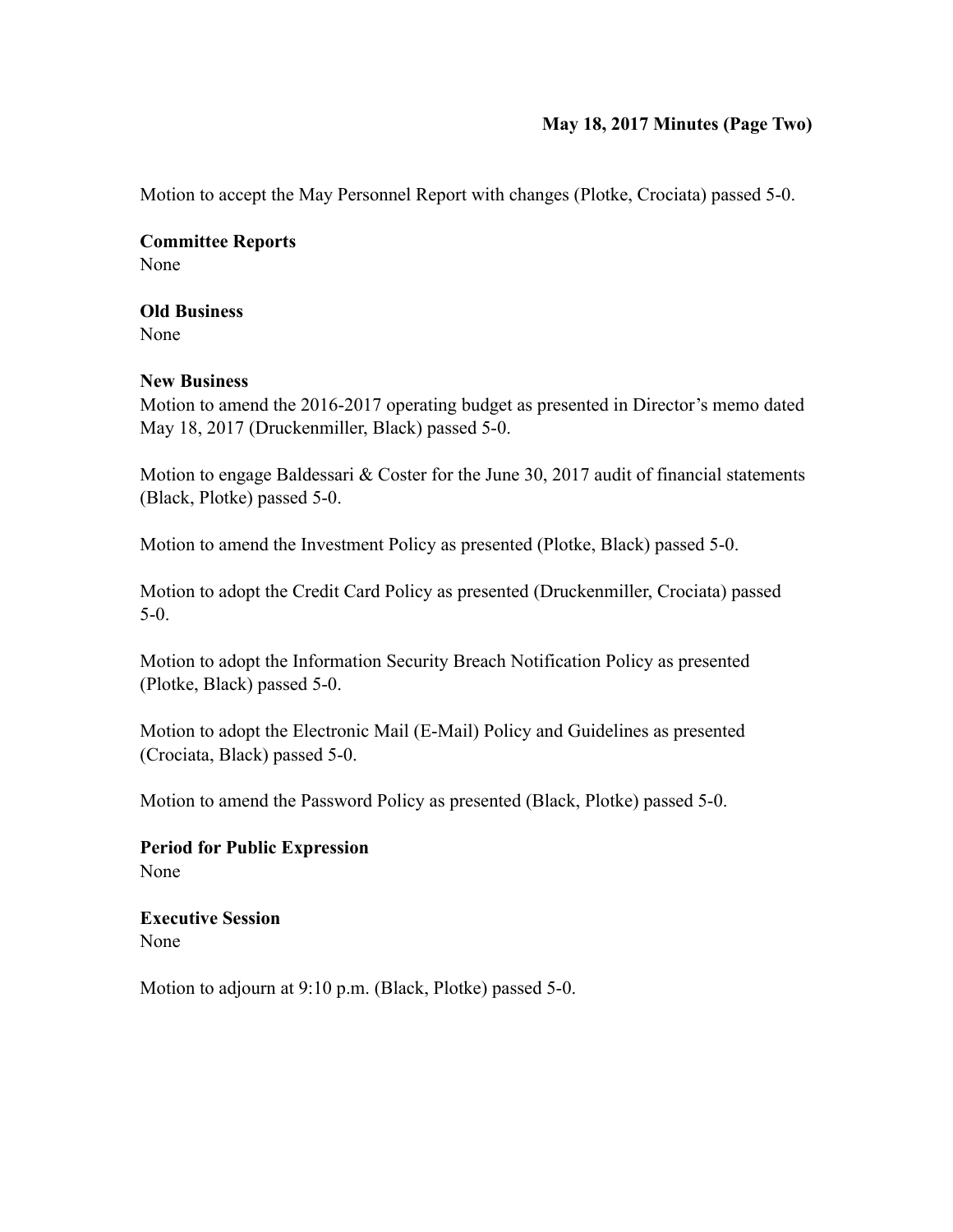**May 18, 2017 Minutes (Page Two)**

Motion to accept the May Personnel Report with changes (Plotke, Crociata) passed 5-0.

**Committee Reports**
None

**Old Business**
None

**New Business**
Motion to amend the 2016-2017 operating budget as presented in Director's memo dated May 18, 2017 (Druckenmiller, Black) passed 5-0.

Motion to engage Baldessari & Coster for the June 30, 2017 audit of financial statements (Black, Plotke) passed 5-0.

Motion to amend the Investment Policy as presented (Plotke, Black) passed 5-0.

Motion to adopt the Credit Card Policy as presented (Druckenmiller, Crociata) passed 5-0.

Motion to adopt the Information Security Breach Notification Policy as presented (Plotke, Black) passed 5-0.

Motion to adopt the Electronic Mail (E-Mail) Policy and Guidelines as presented (Crociata, Black) passed 5-0.

Motion to amend the Password Policy as presented (Black, Plotke) passed 5-0.

**Period for Public Expression**
None

**Executive Session**
None

Motion to adjourn at 9:10 p.m. (Black, Plotke) passed 5-0.